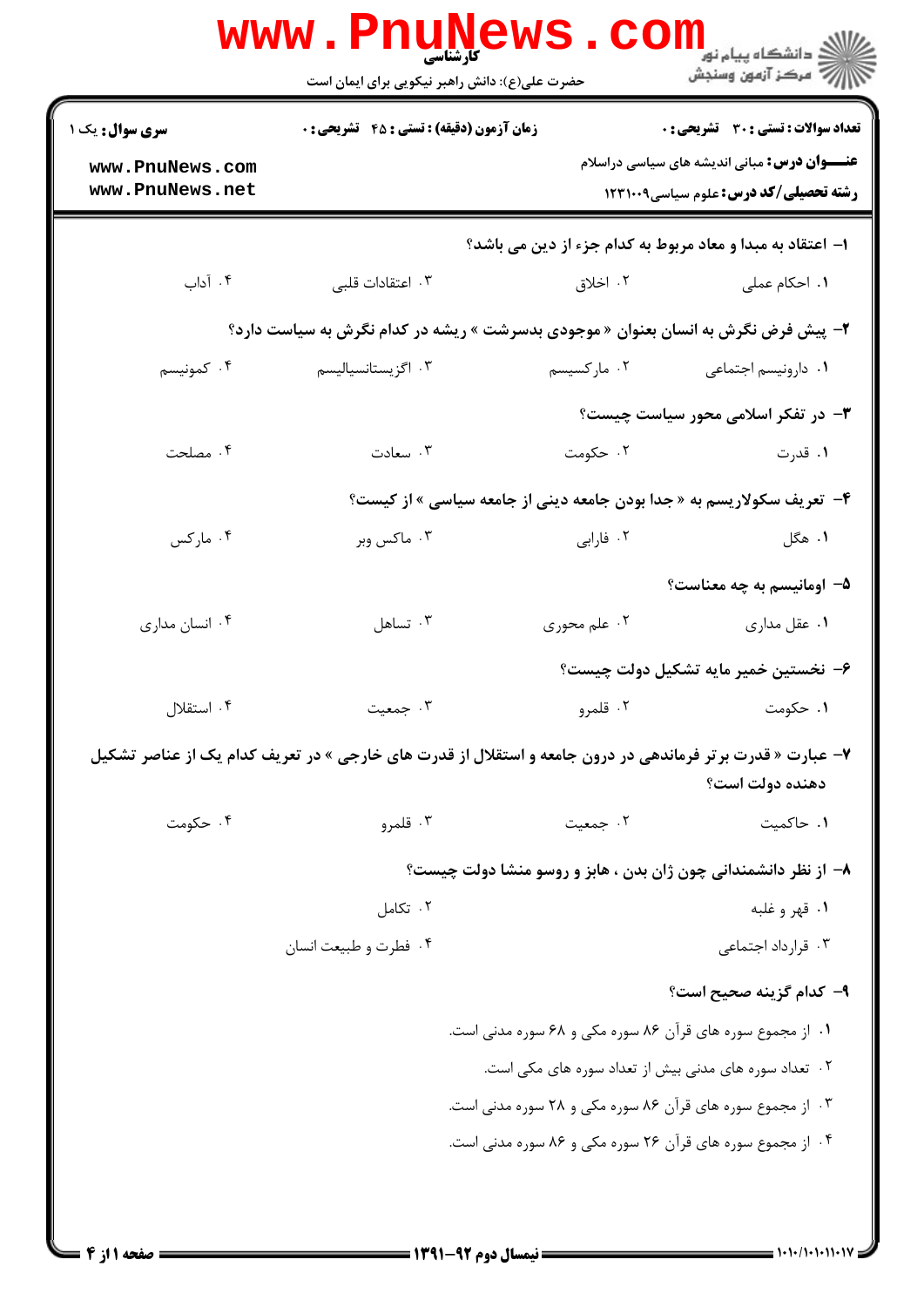**کارشناسی**

حضرت علی(ع): دانش راهبر نیکویی برای ایمان است

دانشگاه پیام نور
مرکز آزمون وسنجش

**سری سوال:** یک ۱ | **زمان آزمون (دقیقه) : تستی : ۴۵ تشریحی : ۰** | **تعداد سوالات : تستی : ۳۰ تشریحی : ۰**

**عنـــوان درس:** مبانی اندیشه های سیاسی دراسلام

**رشته تحصیلی/کد درس:** علوم سیاسی۱۲۳۱۰۰۹

۱- اعتقاد به مبدا و معاد مربوط به کدام جزء از دین می باشد؟

۱. احکام عملی
۲. اخلاق
۳. اعتقادات قلبی
۴. آداب

۲- پیش فرض نگرش به انسان بعنوان « موجودی بدسرشت » ریشه در کدام نگرش به سیاست دارد؟

۱. داروینیسم اجتماعی
۲. مارکسیسم
۳. اگزیستانسیالیسم
۴. کمونیسم

۳- در تفکر اسلامی محور سیاست چیست؟

۱. قدرت
۲. حکومت
۳. سعادت
۴. مصلحت

۴- تعریف سکولاریسم به « جدا بودن جامعه دینی از جامعه سیاسی » از کیست؟

۱. هگل
۲. فارابی
۳. ماکس وبر
۴. مارکس

۵- اومانیسم به چه معناست؟

۱. عقل مداری
۲. علم محوری
۳. تساهل
۴. انسان مداری

۶- نخستین خمیر مایه تشکیل دولت چیست؟

۱. حکومت
۲. قلمرو
۳. جمعیت
۴. استقلال

۷- عبارت « قدرت برتر فرماندهی در درون جامعه و استقلال از قدرت های خارجی » در تعریف کدام یک از عناصر تشکیل دهنده دولت است؟

۱. حاکمیت
۲. جمعیت
۳. قلمرو
۴. حکومت

۸- از نظر دانشمندانی چون ژان بدن ، هابز و روسو منشا دولت چیست؟

۱. قهر و غلبه
۲. تکامل
۳. قرارداد اجتماعی
۴. فطرت و طبیعت انسان

۹- کدام گزینه صحیح است؟

۱. از مجموع سوره های قرآن ۸۶ سوره مکی و ۶۸ سوره مدنی است.
۲. تعداد سوره های مدنی بیش از تعداد سوره های مکی است.
۳. از مجموع سوره های قرآن ۸۶ سوره مکی و ۲۸ سوره مدنی است.
۴. از مجموع سوره های قرآن ۲۶ سوره مکی و ۸۶ سوره مدنی است.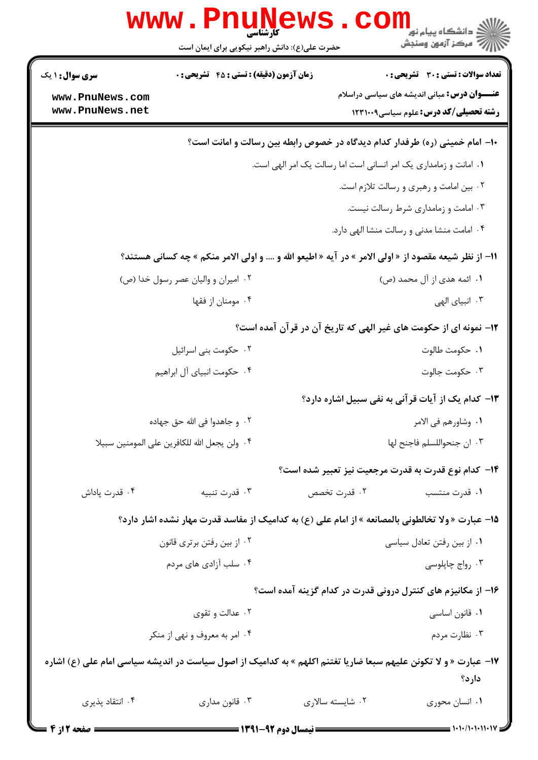۱۰- امام خمینی (ره) طرفدار کدام دیدگاه در خصوص رابطه بین رسالت و امانت است؟

۱. امانت و زمامداری یک امر انسانی است اما رسالت یک امر الهی است.

۲. بین امامت و رهبری و رسالت تلازم است.

۳. امامت و زمامداری شرط رسالت نیست.

۴. امامت منشا مدنی و رسالت منشا الهی دارد.

۱۱- از نظر شیعه مقصود از « اولی الامر » در آیه « اطیعو الله و .... و اولی الامر منکم » چه کسانی هستند؟

۱. ائمه هدی از آل محمد (ص)

۲. امیران و والیان عصر رسول خدا (ص)

۳. انبیای الهی

۴. مومنان از فقها

۱۲- نمونه ای از حکومت های غیر الهی که تاریخ آن در قرآن آمده است؟

۱. حکومت طالوت

۲. حکومت بنی اسرائیل

۳. حکومت جالوت

۴. حکومت انبیای آل ابراهیم

۱۳- کدام یک از آیات قرآنی به نفی سبیل اشاره دارد؟

۱. وشاورهم فی الامر

۲. و جاهدوا فی الله حق جهاده

۳. ان جنحواللسلم فاجنح لها

۴. ولن یجعل الله للکافرین علی المومنین سبیلا

۱۴- کدام نوع قدرت به قدرت مرجعیت نیز تعبیر شده است؟

۱. قدرت منتسب

۲. قدرت تخصص

۳. قدرت تنبیه

۴. قدرت پاداش

۱۵- عبارت « ولا تخالطونی بالمصانعه » از امام علی (ع) به کدامیک از مفاسد قدرت مهار نشده اشار دارد؟

۱. از بین رفتن تعادل سیاسی

۲. از بین رفتن برتری قانون

۳. رواج چاپلوسی

۴. سلب آزادی های مردم

۱۶- از مکانیزم های کنترل درونی قدرت در کدام گزینه آمده است؟

۱. قانون اساسی

۲. عدالت و تقوی

۳. نظارت مردم

۴. امر به معروف و نهی از منکر

۱۷- عبارت « و لا تکونن علیهم سبعا ضاریا تغتنم اکلهم » به کدامیک از اصول سیاست در اندیشه سیاسی امام علی (ع) اشاره دارد؟

۱. انسان محوری

۲. شایسته سالاری

۳. قانون مداری

۴. انتقاد پذیری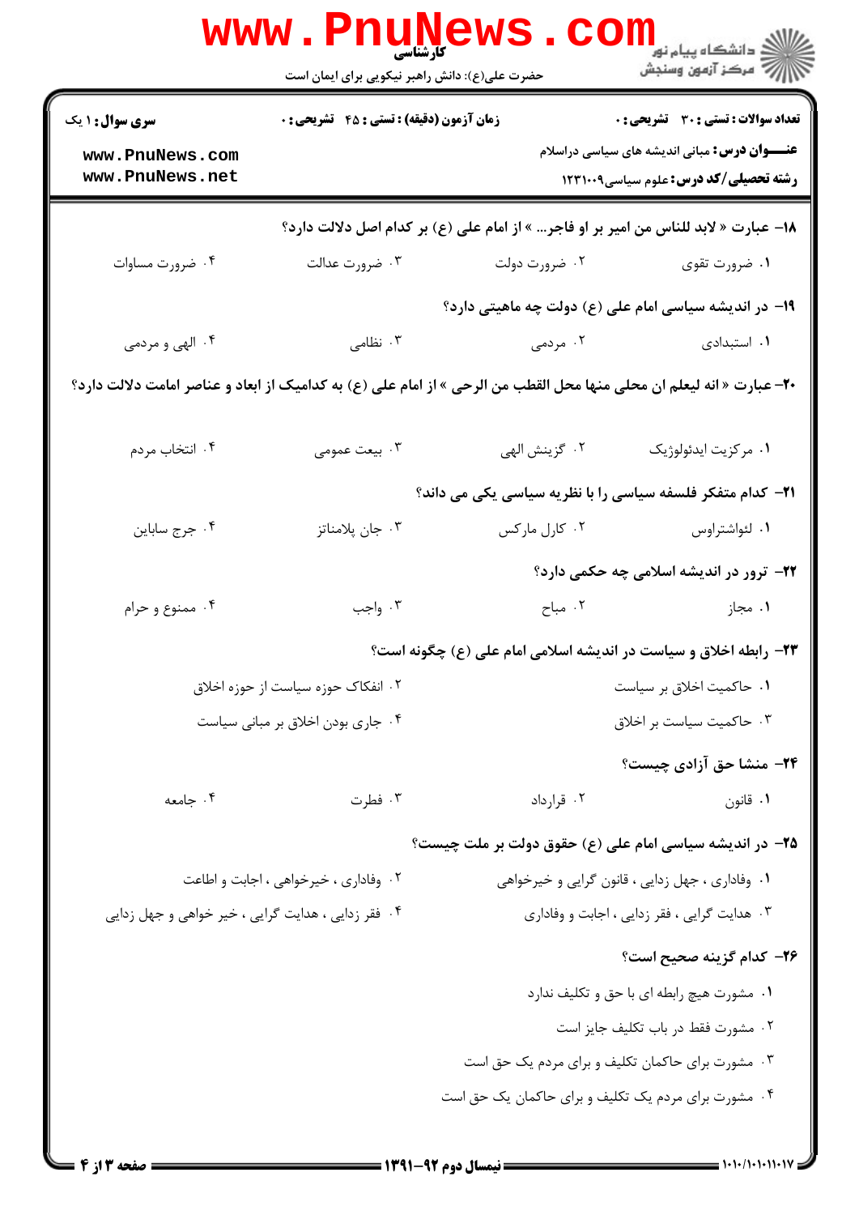۱۸- عبارت « لابد للناس من امیر بر او فاجر... » از امام علی (ع) بر کدام اصل دلالت دارد؟

۱. ضرورت تقوی
۲. ضرورت دولت
۳. ضرورت عدالت
۴. ضرورت مساوات

۱۹- در اندیشه سیاسی امام علی (ع) دولت چه ماهیتی دارد؟

۱. استبدادی
۲. مردمی
۳. نظامی
۴. الهی و مردمی

۲۰- عبارت « انه لیعلم ان محلی منها محل القطب من الرحی » از امام علی (ع) به کدامیک از ابعاد و عناصر امامت دلالت دارد؟

۱. مرکزیت ایدئولوژیک
۲. گزینش الهی
۳. بیعت عمومی
۴. انتخاب مردم

۲۱- کدام متفکر فلسفه سیاسی را با نظریه سیاسی یکی می داند؟

۱. لئواشتراوس
۲. کارل مارکس
۳. جان پلامناتز
۴. جرج ساباین

۲۲- ترور در اندیشه اسلامی چه حکمی دارد؟

۱. مجاز
۲. مباح
۳. واجب
۴. ممنوع و حرام

۲۳- رابطه اخلاق و سیاست در اندیشه اسلامی امام علی (ع) چگونه است؟

۱. حاکمیت اخلاق بر سیاست
۲. انفکاک حوزه سیاست از حوزه اخلاق
۳. حاکمیت سیاست بر اخلاق
۴. جاری بودن اخلاق بر مبانی سیاست

۲۴- منشا حق آزادی چیست؟

۱. قانون
۲. قرارداد
۳. فطرت
۴. جامعه

۲۵- در اندیشه سیاسی امام علی (ع) حقوق دولت بر ملت چیست؟

۱. وفاداری ، جهل زدایی ، قانون گرایی و خیرخواهی
۲. وفاداری ، خیرخواهی ، اجابت و اطاعت
۳. هدایت گرایی ، فقر زدایی ، اجابت و وفاداری
۴. فقر زدایی ، هدایت گرایی ، خیر خواهی و جهل زدایی

۲۶- کدام گزینه صحیح است؟

۱. مشورت هیچ رابطه ای با حق و تکلیف ندارد
۲. مشورت فقط در باب تکلیف جایز است
۳. مشورت برای حاکمان تکلیف و برای مردم یک حق است
۴. مشورت برای مردم یک تکلیف و برای حاکمان یک حق است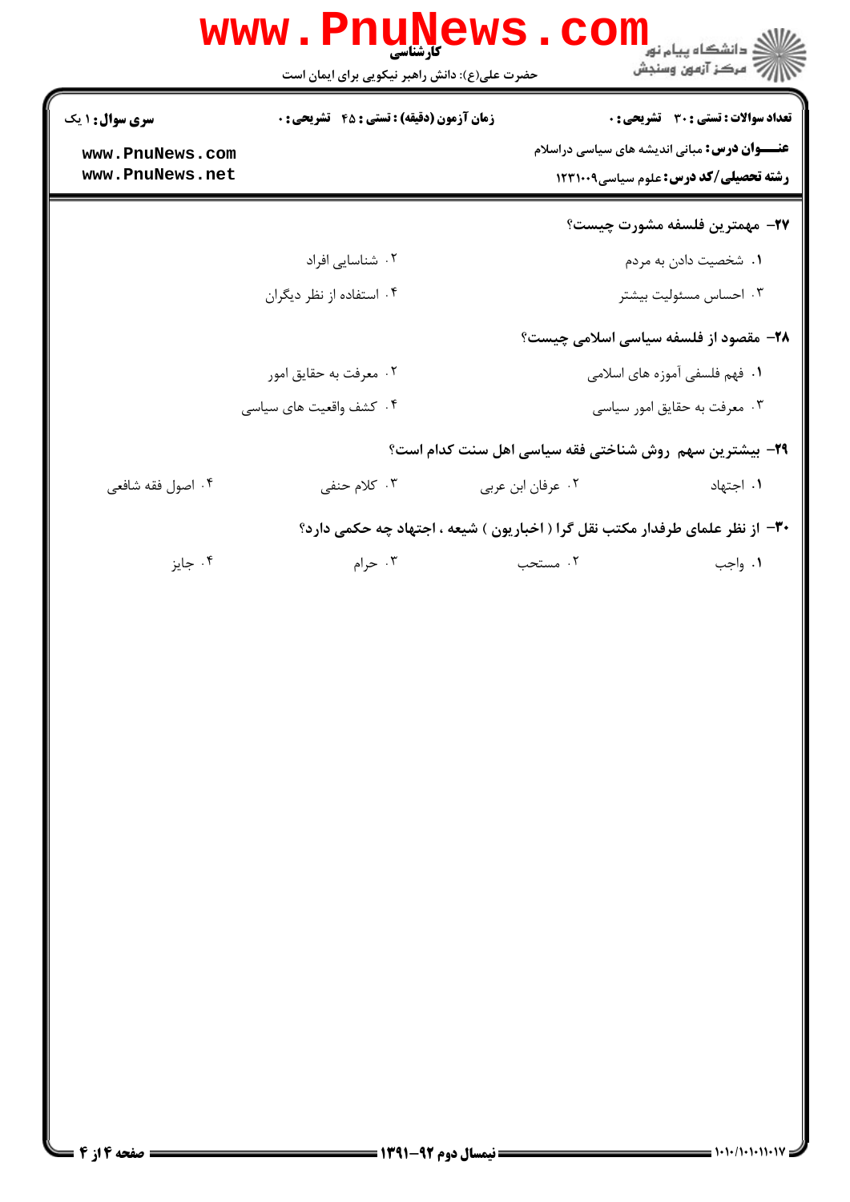۲۷- مهمترین فلسفه مشورت چیست؟

۱. شخصیت دادن به مردم

۲. شناسایی افراد

۳. احساس مسئولیت بیشتر

۴. استفاده از نظر دیگران

۲۸- مقصود از فلسفه سیاسی اسلامی چیست؟

۱. فهم فلسفی آموزه های اسلامی

۲. معرفت به حقایق امور

۳. معرفت به حقایق امور سیاسی

۴. کشف واقعیت های سیاسی

۲۹- بیشترین سهم روش شناختی فقه سیاسی اهل سنت کدام است؟

۱. اجتهاد

۲. عرفان ابن عربی

۳. کلام حنفی

۴. اصول فقه شافعی

۳۰- از نظر علمای طرفدار مکتب نقل گرا ( اخباریون ) شیعه ، اجتهاد چه حکمی دارد؟

۱. واجب

۲. مستحب

۳. حرام

۴. جایز